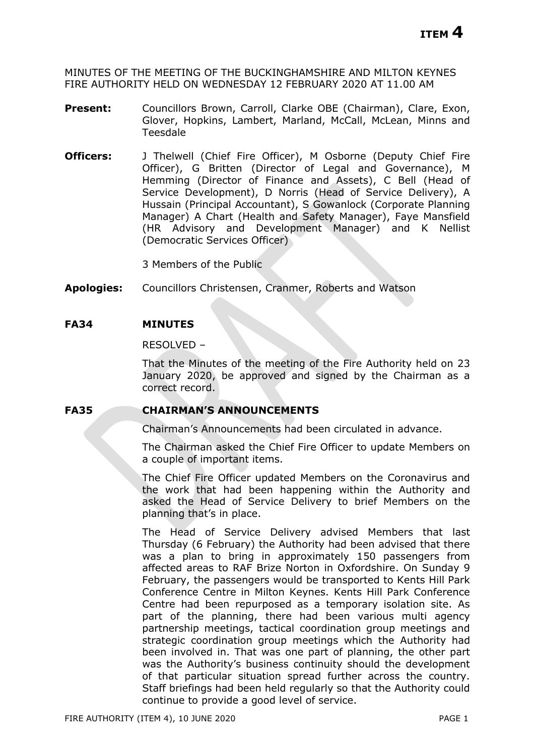**ITEM 4**

MINUTES OF THE MEETING OF THE BUCKINGHAMSHIRE AND MILTON KEYNES FIRE AUTHORITY HELD ON WEDNESDAY 12 FEBRUARY 2020 AT 11.00 AM

**Present:** Councillors Brown, Carroll, Clarke OBE (Chairman), Clare, Exon, Glover, Hopkins, Lambert, Marland, McCall, McLean, Minns and Teesdale

**Officers:** J Thelwell (Chief Fire Officer), M Osborne (Deputy Chief Fire Officer), G Britten (Director of Legal and Governance), M Hemming (Director of Finance and Assets), C Bell (Head of Service Development), D Norris (Head of Service Delivery), A Hussain (Principal Accountant), S Gowanlock (Corporate Planning Manager) A Chart (Health and Safety Manager), Faye Mansfield (HR Advisory and Development Manager) and K Nellist (Democratic Services Officer)

3 Members of the Public

**Apologies:** Councillors Christensen, Cranmer, Roberts and Watson

## FA34 MINUTES

RESOLVED –

That the Minutes of the meeting of the Fire Authority held on 23 January 2020, be approved and signed by the Chairman as a correct record.

## FA35 CHAIRMAN'S ANNOUNCEMENTS

Chairman's Announcements had been circulated in advance.

The Chairman asked the Chief Fire Officer to update Members on a couple of important items.

The Chief Fire Officer updated Members on the Coronavirus and the work that had been happening within the Authority and asked the Head of Service Delivery to brief Members on the planning that's in place.

The Head of Service Delivery advised Members that last Thursday (6 February) the Authority had been advised that there was a plan to bring in approximately 150 passengers from affected areas to RAF Brize Norton in Oxfordshire. On Sunday 9 February, the passengers would be transported to Kents Hill Park Conference Centre in Milton Keynes. Kents Hill Park Conference Centre had been repurposed as a temporary isolation site. As part of the planning, there had been various multi agency partnership meetings, tactical coordination group meetings and strategic coordination group meetings which the Authority had been involved in. That was one part of planning, the other part was the Authority's business continuity should the development of that particular situation spread further across the country. Staff briefings had been held regularly so that the Authority could continue to provide a good level of service.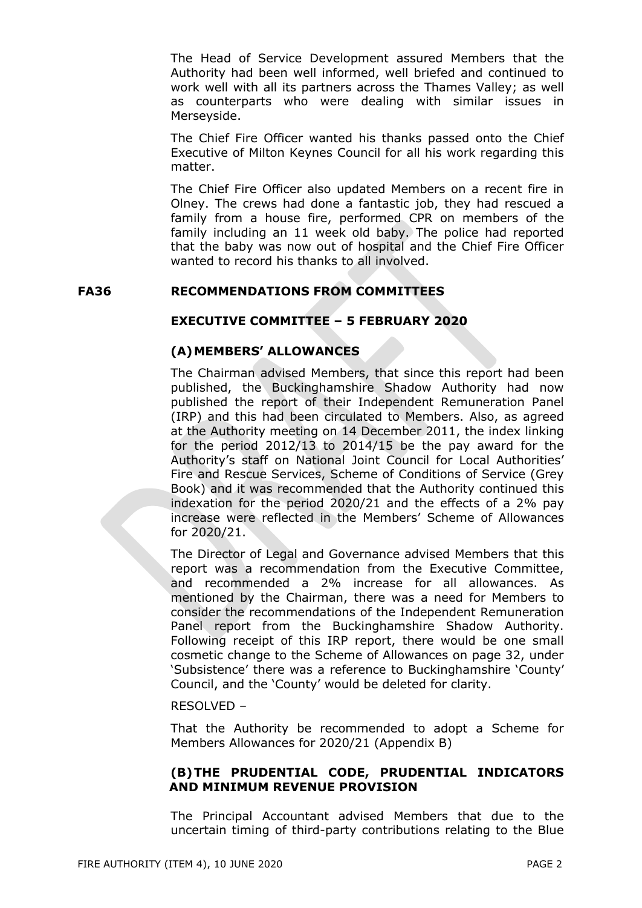The Head of Service Development assured Members that the Authority had been well informed, well briefed and continued to work well with all its partners across the Thames Valley; as well as counterparts who were dealing with similar issues in Merseyside.

The Chief Fire Officer wanted his thanks passed onto the Chief Executive of Milton Keynes Council for all his work regarding this matter.

The Chief Fire Officer also updated Members on a recent fire in Olney. The crews had done a fantastic job, they had rescued a family from a house fire, performed CPR on members of the family including an 11 week old baby. The police had reported that the baby was now out of hospital and the Chief Fire Officer wanted to record his thanks to all involved.

## FA36 RECOMMENDATIONS FROM COMMITTEES

### EXECUTIVE COMMITTEE – 5 FEBRUARY 2020

### (A) MEMBERS' ALLOWANCES

The Chairman advised Members, that since this report had been published, the Buckinghamshire Shadow Authority had now published the report of their Independent Remuneration Panel (IRP) and this had been circulated to Members. Also, as agreed at the Authority meeting on 14 December 2011, the index linking for the period 2012/13 to 2014/15 be the pay award for the Authority's staff on National Joint Council for Local Authorities' Fire and Rescue Services, Scheme of Conditions of Service (Grey Book) and it was recommended that the Authority continued this indexation for the period 2020/21 and the effects of a 2% pay increase were reflected in the Members' Scheme of Allowances for 2020/21.

The Director of Legal and Governance advised Members that this report was a recommendation from the Executive Committee, and recommended a 2% increase for all allowances. As mentioned by the Chairman, there was a need for Members to consider the recommendations of the Independent Remuneration Panel report from the Buckinghamshire Shadow Authority. Following receipt of this IRP report, there would be one small cosmetic change to the Scheme of Allowances on page 32, under 'Subsistence' there was a reference to Buckinghamshire 'County' Council, and the 'County' would be deleted for clarity.

RESOLVED –

That the Authority be recommended to adopt a Scheme for Members Allowances for 2020/21 (Appendix B)

### (B) THE PRUDENTIAL CODE, PRUDENTIAL INDICATORS AND MINIMUM REVENUE PROVISION

The Principal Accountant advised Members that due to the uncertain timing of third-party contributions relating to the Blue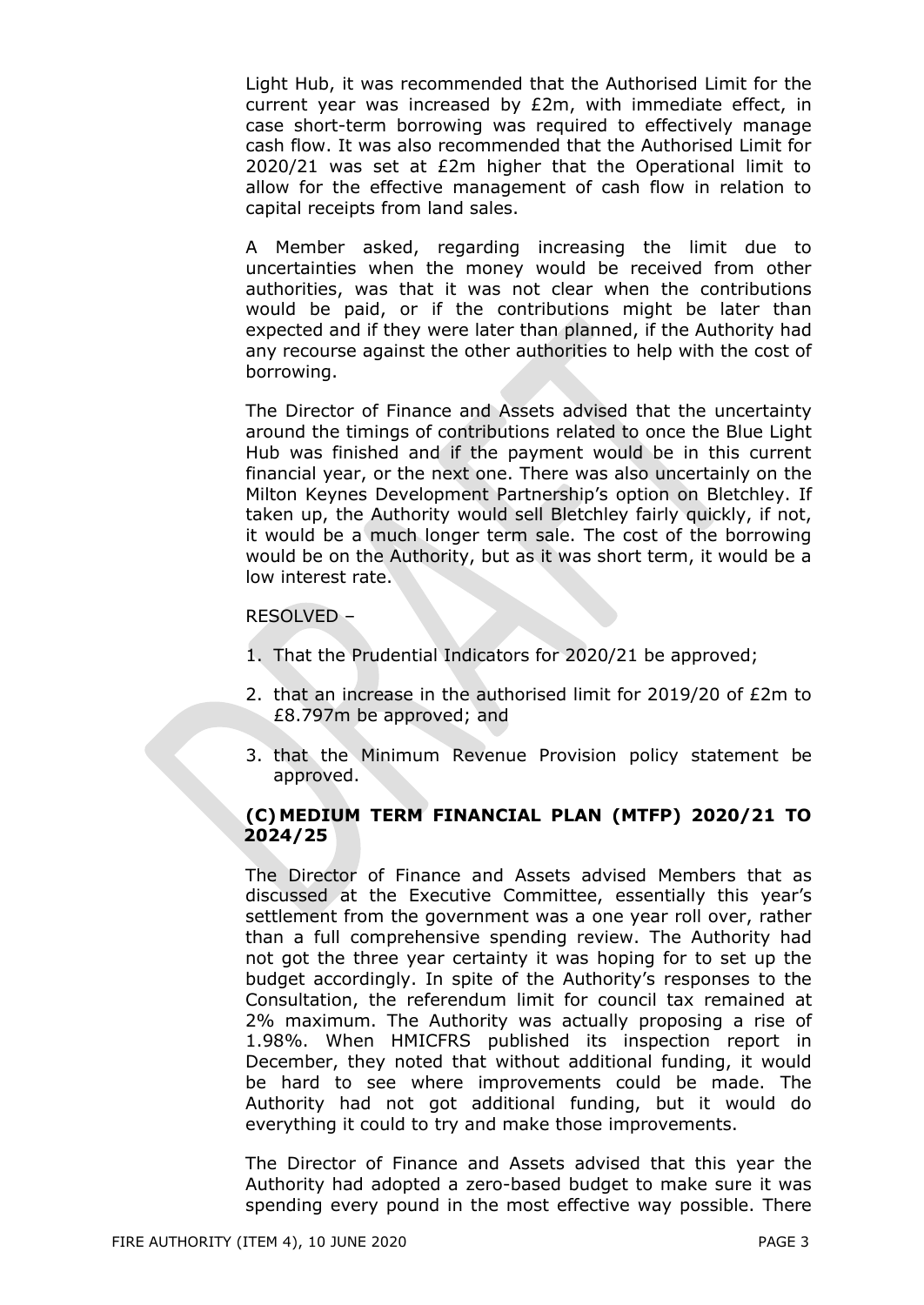Light Hub, it was recommended that the Authorised Limit for the current year was increased by £2m, with immediate effect, in case short-term borrowing was required to effectively manage cash flow. It was also recommended that the Authorised Limit for 2020/21 was set at £2m higher that the Operational limit to allow for the effective management of cash flow in relation to capital receipts from land sales.

A Member asked, regarding increasing the limit due to uncertainties when the money would be received from other authorities, was that it was not clear when the contributions would be paid, or if the contributions might be later than expected and if they were later than planned, if the Authority had any recourse against the other authorities to help with the cost of borrowing.

The Director of Finance and Assets advised that the uncertainty around the timings of contributions related to once the Blue Light Hub was finished and if the payment would be in this current financial year, or the next one. There was also uncertainly on the Milton Keynes Development Partnership's option on Bletchley. If taken up, the Authority would sell Bletchley fairly quickly, if not, it would be a much longer term sale. The cost of the borrowing would be on the Authority, but as it was short term, it would be a low interest rate.

RESOLVED –

1. That the Prudential Indicators for 2020/21 be approved;
2. that an increase in the authorised limit for 2019/20 of £2m to £8.797m be approved; and
3. that the Minimum Revenue Provision policy statement be approved.

### (C) MEDIUM TERM FINANCIAL PLAN (MTFP) 2020/21 TO 2024/25

The Director of Finance and Assets advised Members that as discussed at the Executive Committee, essentially this year's settlement from the government was a one year roll over, rather than a full comprehensive spending review. The Authority had not got the three year certainty it was hoping for to set up the budget accordingly. In spite of the Authority's responses to the Consultation, the referendum limit for council tax remained at 2% maximum. The Authority was actually proposing a rise of 1.98%. When HMICFRS published its inspection report in December, they noted that without additional funding, it would be hard to see where improvements could be made. The Authority had not got additional funding, but it would do everything it could to try and make those improvements.

The Director of Finance and Assets advised that this year the Authority had adopted a zero-based budget to make sure it was spending every pound in the most effective way possible. There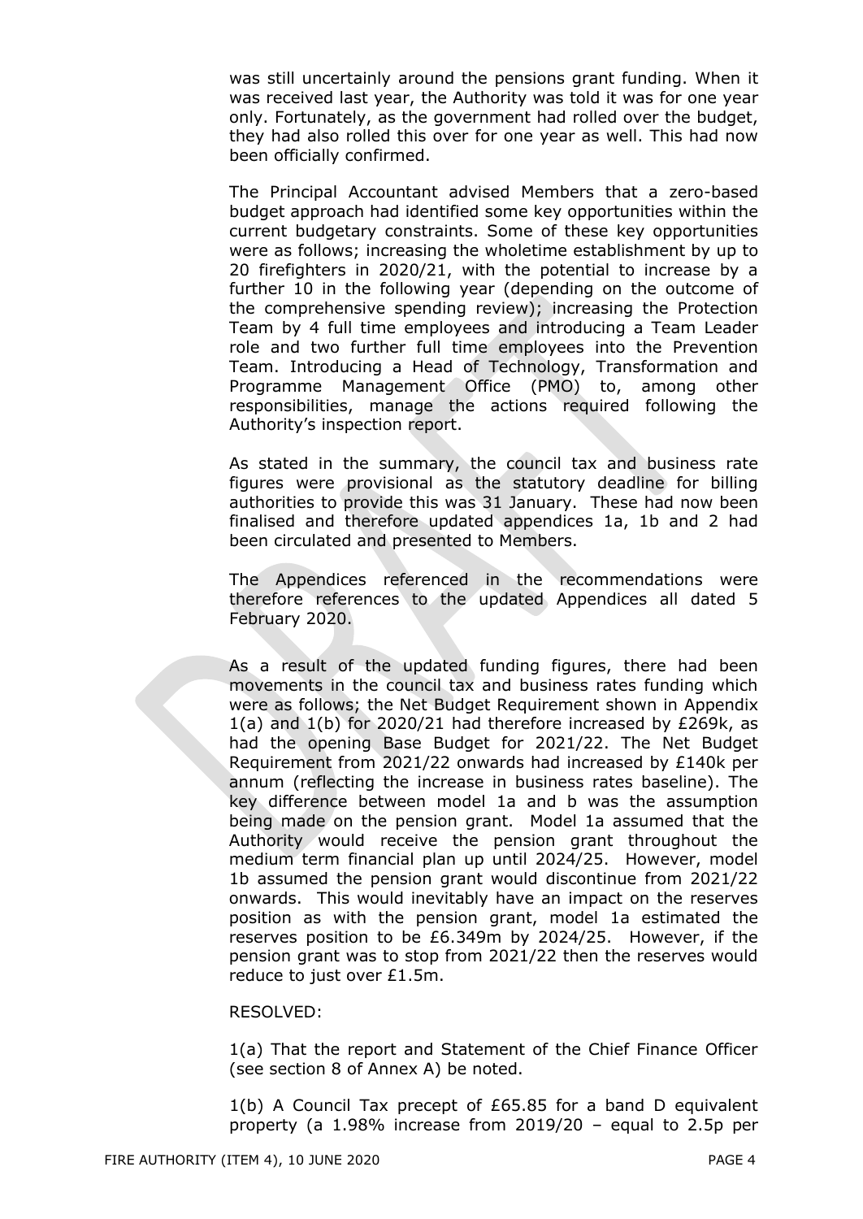was still uncertainly around the pensions grant funding. When it was received last year, the Authority was told it was for one year only. Fortunately, as the government had rolled over the budget, they had also rolled this over for one year as well. This had now been officially confirmed.

The Principal Accountant advised Members that a zero-based budget approach had identified some key opportunities within the current budgetary constraints. Some of these key opportunities were as follows; increasing the wholetime establishment by up to 20 firefighters in 2020/21, with the potential to increase by a further 10 in the following year (depending on the outcome of the comprehensive spending review); increasing the Protection Team by 4 full time employees and introducing a Team Leader role and two further full time employees into the Prevention Team. Introducing a Head of Technology, Transformation and Programme Management Office (PMO) to, among other responsibilities, manage the actions required following the Authority's inspection report.

As stated in the summary, the council tax and business rate figures were provisional as the statutory deadline for billing authorities to provide this was 31 January. These had now been finalised and therefore updated appendices 1a, 1b and 2 had been circulated and presented to Members.

The Appendices referenced in the recommendations were therefore references to the updated Appendices all dated 5 February 2020.

As a result of the updated funding figures, there had been movements in the council tax and business rates funding which were as follows; the Net Budget Requirement shown in Appendix 1(a) and 1(b) for 2020/21 had therefore increased by £269k, as had the opening Base Budget for 2021/22. The Net Budget Requirement from 2021/22 onwards had increased by £140k per annum (reflecting the increase in business rates baseline). The key difference between model 1a and b was the assumption being made on the pension grant. Model 1a assumed that the Authority would receive the pension grant throughout the medium term financial plan up until 2024/25. However, model 1b assumed the pension grant would discontinue from 2021/22 onwards. This would inevitably have an impact on the reserves position as with the pension grant, model 1a estimated the reserves position to be £6.349m by 2024/25. However, if the pension grant was to stop from 2021/22 then the reserves would reduce to just over £1.5m.

RESOLVED:

1(a) That the report and Statement of the Chief Finance Officer (see section 8 of Annex A) be noted.

1(b) A Council Tax precept of £65.85 for a band D equivalent property (a 1.98% increase from 2019/20 – equal to 2.5p per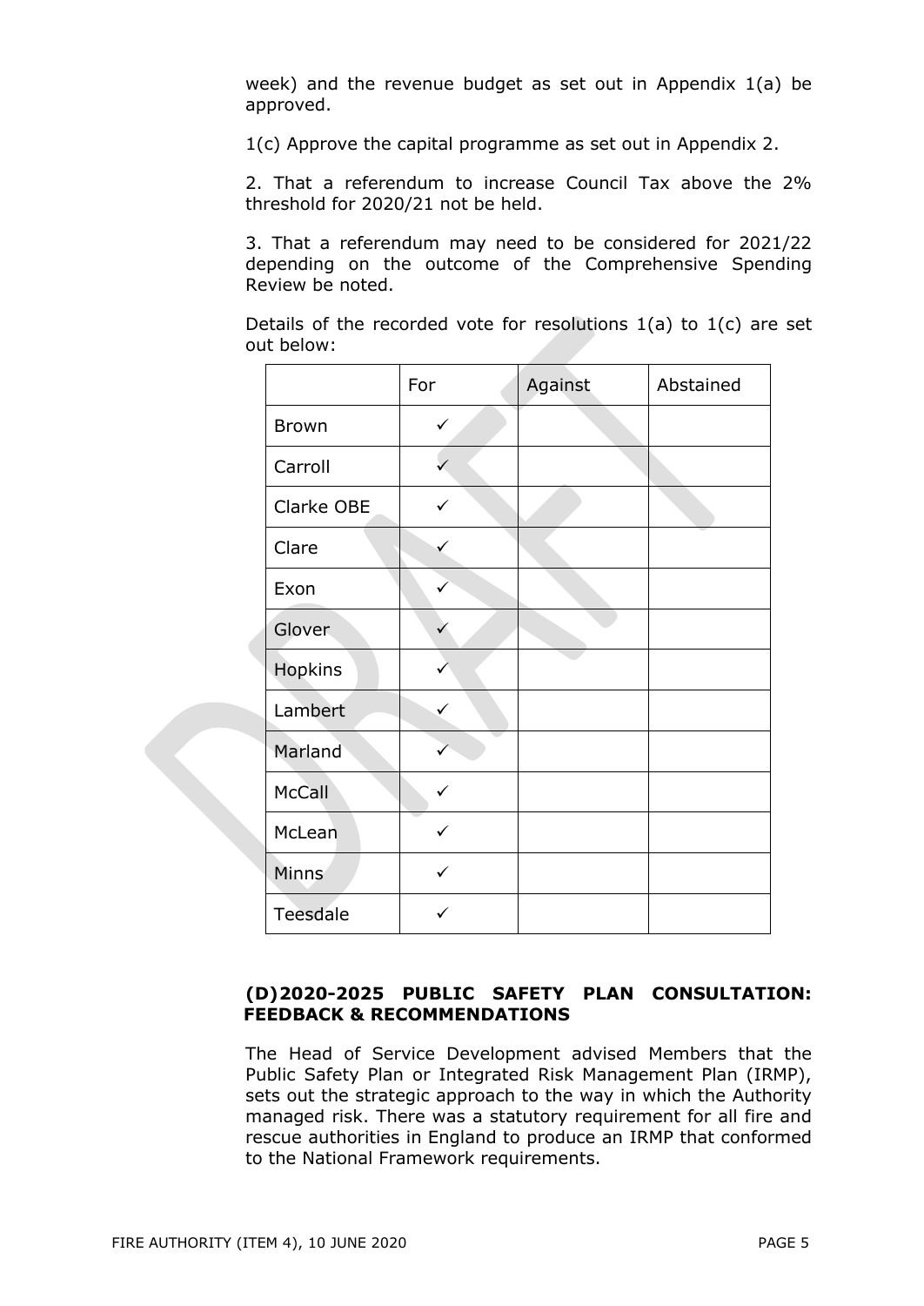week) and the revenue budget as set out in Appendix 1(a) be approved.

1(c) Approve the capital programme as set out in Appendix 2.

2. That a referendum to increase Council Tax above the 2% threshold for 2020/21 not be held.

3. That a referendum may need to be considered for 2021/22 depending on the outcome of the Comprehensive Spending Review be noted.

Details of the recorded vote for resolutions 1(a) to 1(c) are set out below:

| | For | Against | Abstained |
|---|---|---|---|
| Brown | ✓ | | |
| Carroll | ✓ | | |
| Clarke OBE | ✓ | | |
| Clare | ✓ | | |
| Exon | ✓ | | |
| Glover | ✓ | | |
| Hopkins | ✓ | | |
| Lambert | ✓ | | |
| Marland | ✓ | | |
| McCall | ✓ | | |
| McLean | ✓ | | |
| Minns | ✓ | | |
| Teesdale | ✓ | | |

**(D) 2020-2025 PUBLIC SAFETY PLAN CONSULTATION: FEEDBACK & RECOMMENDATIONS**

The Head of Service Development advised Members that the Public Safety Plan or Integrated Risk Management Plan (IRMP), sets out the strategic approach to the way in which the Authority managed risk. There was a statutory requirement for all fire and rescue authorities in England to produce an IRMP that conformed to the National Framework requirements.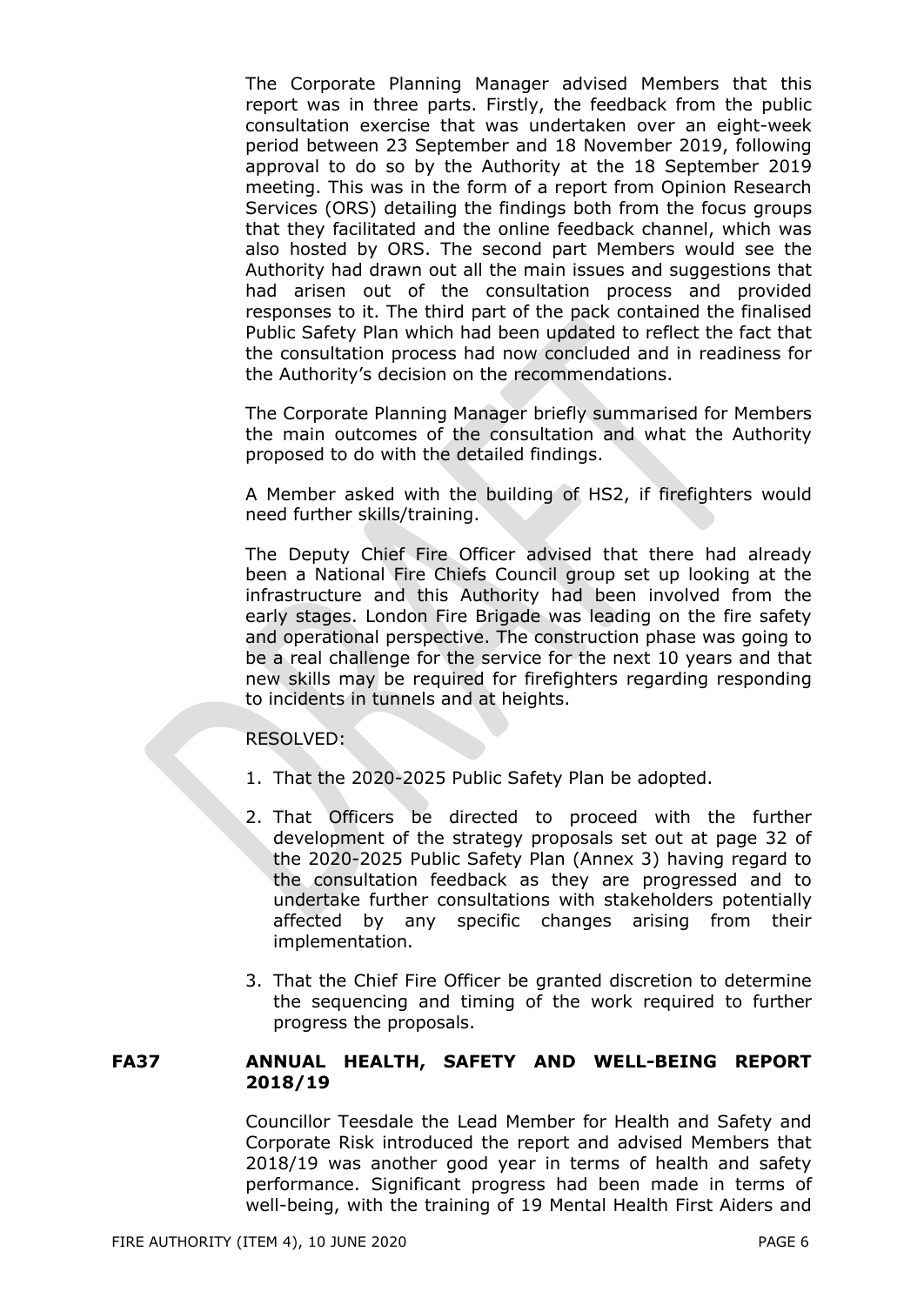The Corporate Planning Manager advised Members that this report was in three parts. Firstly, the feedback from the public consultation exercise that was undertaken over an eight-week period between 23 September and 18 November 2019, following approval to do so by the Authority at the 18 September 2019 meeting. This was in the form of a report from Opinion Research Services (ORS) detailing the findings both from the focus groups that they facilitated and the online feedback channel, which was also hosted by ORS. The second part Members would see the Authority had drawn out all the main issues and suggestions that had arisen out of the consultation process and provided responses to it. The third part of the pack contained the finalised Public Safety Plan which had been updated to reflect the fact that the consultation process had now concluded and in readiness for the Authority's decision on the recommendations.

The Corporate Planning Manager briefly summarised for Members the main outcomes of the consultation and what the Authority proposed to do with the detailed findings.

A Member asked with the building of HS2, if firefighters would need further skills/training.

The Deputy Chief Fire Officer advised that there had already been a National Fire Chiefs Council group set up looking at the infrastructure and this Authority had been involved from the early stages. London Fire Brigade was leading on the fire safety and operational perspective. The construction phase was going to be a real challenge for the service for the next 10 years and that new skills may be required for firefighters regarding responding to incidents in tunnels and at heights.

RESOLVED:

1. That the 2020-2025 Public Safety Plan be adopted.
2. That Officers be directed to proceed with the further development of the strategy proposals set out at page 32 of the 2020-2025 Public Safety Plan (Annex 3) having regard to the consultation feedback as they are progressed and to undertake further consultations with stakeholders potentially affected by any specific changes arising from their implementation.
3. That the Chief Fire Officer be granted discretion to determine the sequencing and timing of the work required to further progress the proposals.

**FA37 ANNUAL HEALTH, SAFETY AND WELL-BEING REPORT 2018/19**

Councillor Teesdale the Lead Member for Health and Safety and Corporate Risk introduced the report and advised Members that 2018/19 was another good year in terms of health and safety performance. Significant progress had been made in terms of well-being, with the training of 19 Mental Health First Aiders and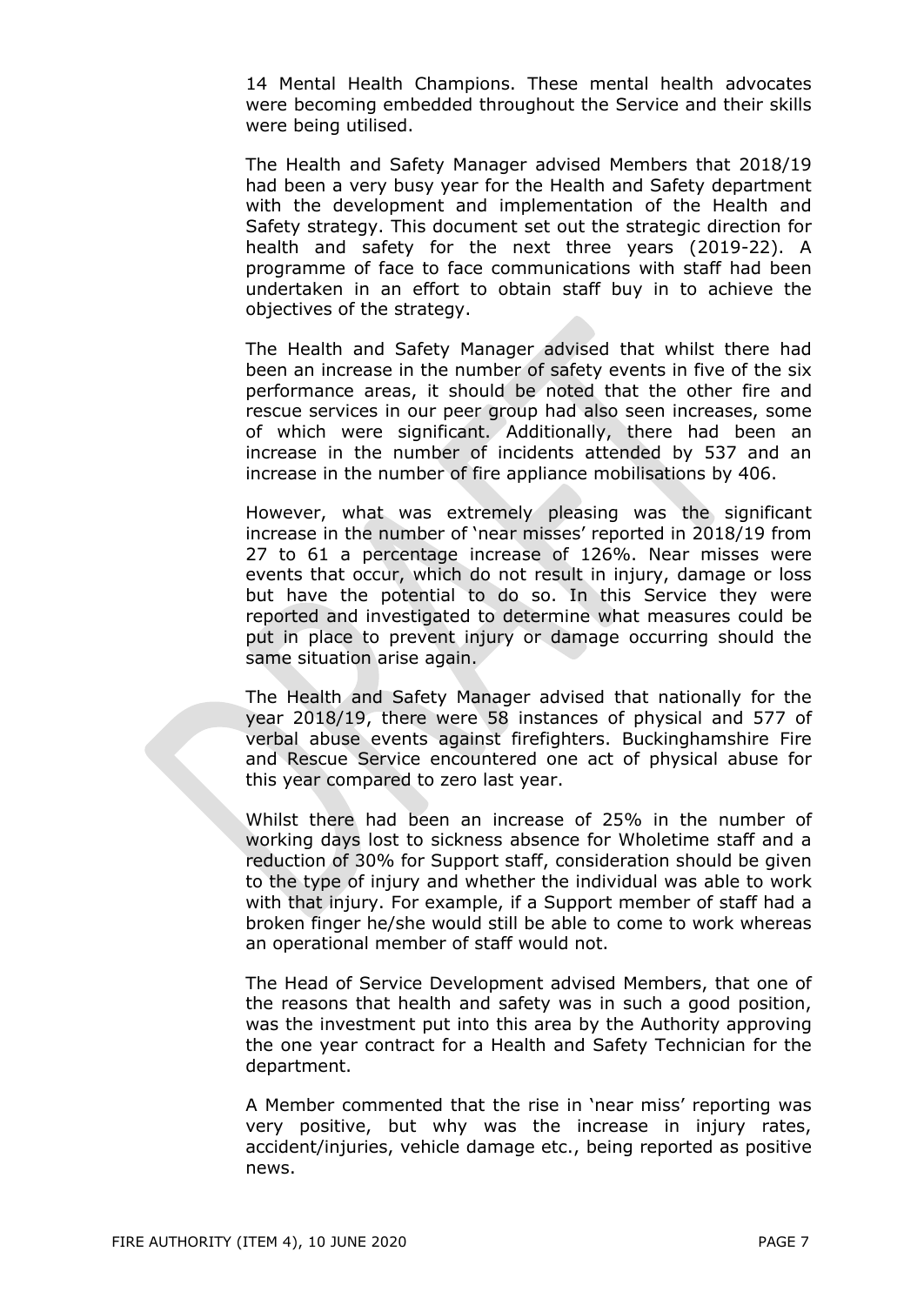14 Mental Health Champions. These mental health advocates were becoming embedded throughout the Service and their skills were being utilised.

The Health and Safety Manager advised Members that 2018/19 had been a very busy year for the Health and Safety department with the development and implementation of the Health and Safety strategy. This document set out the strategic direction for health and safety for the next three years (2019-22). A programme of face to face communications with staff had been undertaken in an effort to obtain staff buy in to achieve the objectives of the strategy.

The Health and Safety Manager advised that whilst there had been an increase in the number of safety events in five of the six performance areas, it should be noted that the other fire and rescue services in our peer group had also seen increases, some of which were significant. Additionally, there had been an increase in the number of incidents attended by 537 and an increase in the number of fire appliance mobilisations by 406.

However, what was extremely pleasing was the significant increase in the number of 'near misses' reported in 2018/19 from 27 to 61 a percentage increase of 126%. Near misses were events that occur, which do not result in injury, damage or loss but have the potential to do so. In this Service they were reported and investigated to determine what measures could be put in place to prevent injury or damage occurring should the same situation arise again.

The Health and Safety Manager advised that nationally for the year 2018/19, there were 58 instances of physical and 577 of verbal abuse events against firefighters. Buckinghamshire Fire and Rescue Service encountered one act of physical abuse for this year compared to zero last year.

Whilst there had been an increase of 25% in the number of working days lost to sickness absence for Wholetime staff and a reduction of 30% for Support staff, consideration should be given to the type of injury and whether the individual was able to work with that injury. For example, if a Support member of staff had a broken finger he/she would still be able to come to work whereas an operational member of staff would not.

The Head of Service Development advised Members, that one of the reasons that health and safety was in such a good position, was the investment put into this area by the Authority approving the one year contract for a Health and Safety Technician for the department.

A Member commented that the rise in 'near miss' reporting was very positive, but why was the increase in injury rates, accident/injuries, vehicle damage etc., being reported as positive news.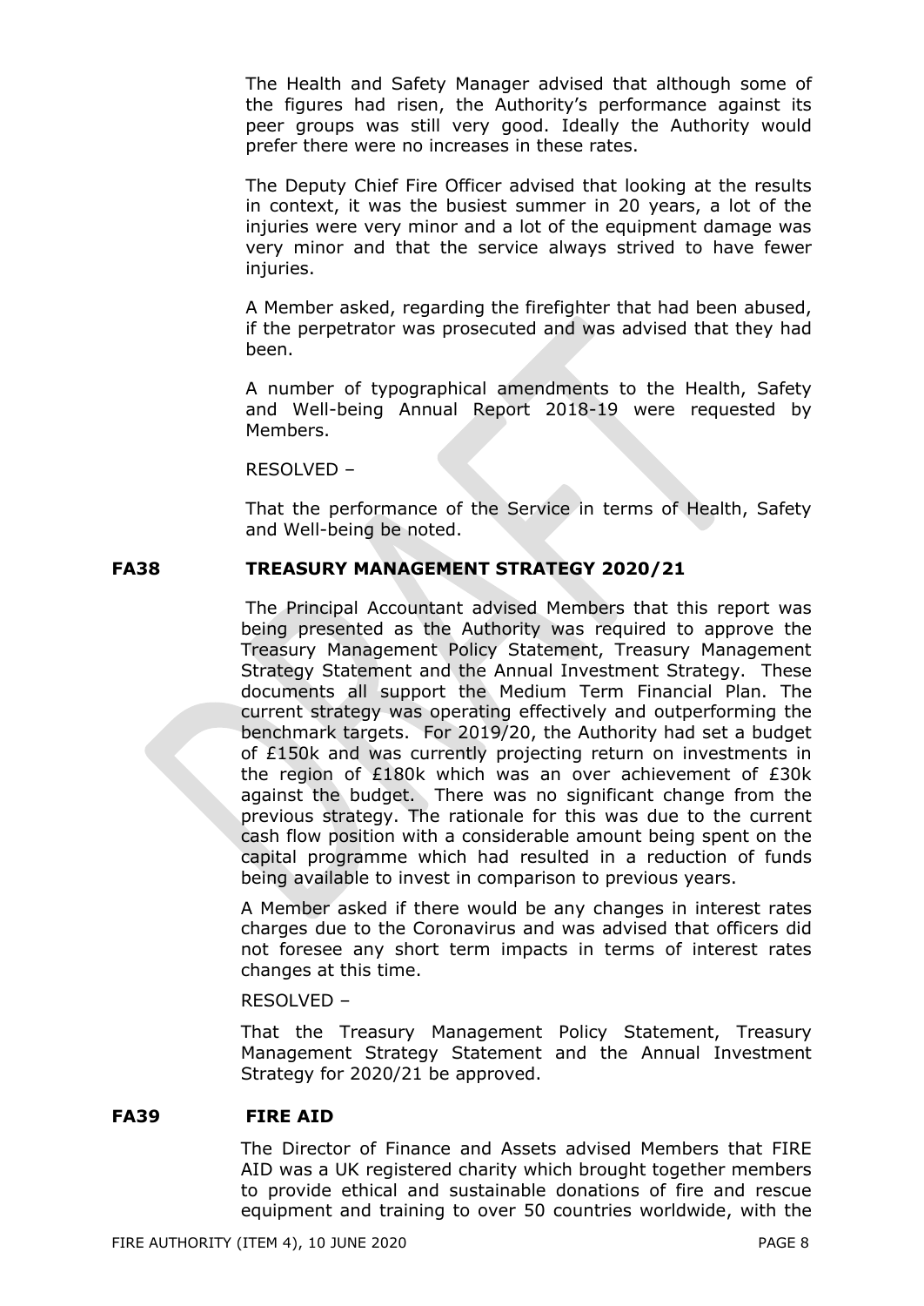The Health and Safety Manager advised that although some of the figures had risen, the Authority's performance against its peer groups was still very good. Ideally the Authority would prefer there were no increases in these rates.

The Deputy Chief Fire Officer advised that looking at the results in context, it was the busiest summer in 20 years, a lot of the injuries were very minor and a lot of the equipment damage was very minor and that the service always strived to have fewer injuries.

A Member asked, regarding the firefighter that had been abused, if the perpetrator was prosecuted and was advised that they had been.

A number of typographical amendments to the Health, Safety and Well-being Annual Report 2018-19 were requested by Members.

RESOLVED –

That the performance of the Service in terms of Health, Safety and Well-being be noted.

**FA38 TREASURY MANAGEMENT STRATEGY 2020/21**

The Principal Accountant advised Members that this report was being presented as the Authority was required to approve the Treasury Management Policy Statement, Treasury Management Strategy Statement and the Annual Investment Strategy. These documents all support the Medium Term Financial Plan. The current strategy was operating effectively and outperforming the benchmark targets. For 2019/20, the Authority had set a budget of £150k and was currently projecting return on investments in the region of £180k which was an over achievement of £30k against the budget. There was no significant change from the previous strategy. The rationale for this was due to the current cash flow position with a considerable amount being spent on the capital programme which had resulted in a reduction of funds being available to invest in comparison to previous years.

A Member asked if there would be any changes in interest rates charges due to the Coronavirus and was advised that officers did not foresee any short term impacts in terms of interest rates changes at this time.

RESOLVED –

That the Treasury Management Policy Statement, Treasury Management Strategy Statement and the Annual Investment Strategy for 2020/21 be approved.

**FA39 FIRE AID**

The Director of Finance and Assets advised Members that FIRE AID was a UK registered charity which brought together members to provide ethical and sustainable donations of fire and rescue equipment and training to over 50 countries worldwide, with the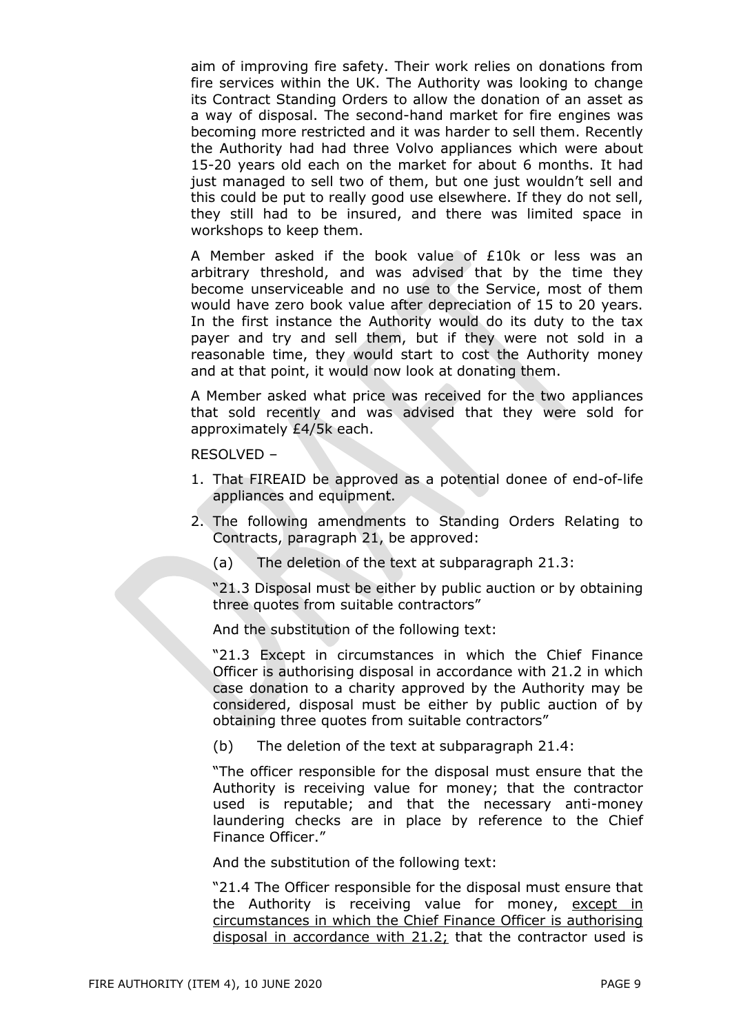aim of improving fire safety. Their work relies on donations from fire services within the UK. The Authority was looking to change its Contract Standing Orders to allow the donation of an asset as a way of disposal. The second-hand market for fire engines was becoming more restricted and it was harder to sell them. Recently the Authority had had three Volvo appliances which were about 15-20 years old each on the market for about 6 months. It had just managed to sell two of them, but one just wouldn't sell and this could be put to really good use elsewhere. If they do not sell, they still had to be insured, and there was limited space in workshops to keep them.

A Member asked if the book value of £10k or less was an arbitrary threshold, and was advised that by the time they become unserviceable and no use to the Service, most of them would have zero book value after depreciation of 15 to 20 years. In the first instance the Authority would do its duty to the tax payer and try and sell them, but if they were not sold in a reasonable time, they would start to cost the Authority money and at that point, it would now look at donating them.

A Member asked what price was received for the two appliances that sold recently and was advised that they were sold for approximately £4/5k each.

RESOLVED –

1. That FIREAID be approved as a potential donee of end-of-life appliances and equipment.
2. The following amendments to Standing Orders Relating to Contracts, paragraph 21, be approved:

   (a) The deletion of the text at subparagraph 21.3:

   "21.3 Disposal must be either by public auction or by obtaining three quotes from suitable contractors"

   And the substitution of the following text:

   "21.3 Except in circumstances in which the Chief Finance Officer is authorising disposal in accordance with 21.2 in which case donation to a charity approved by the Authority may be considered, disposal must be either by public auction of by obtaining three quotes from suitable contractors"

   (b) The deletion of the text at subparagraph 21.4:

   "The officer responsible for the disposal must ensure that the Authority is receiving value for money; that the contractor used is reputable; and that the necessary anti-money laundering checks are in place by reference to the Chief Finance Officer."

   And the substitution of the following text:

   "21.4 The Officer responsible for the disposal must ensure that the Authority is receiving value for money, <u>except in circumstances in which the Chief Finance Officer is authorising disposal in accordance with 21.2;</u> that the contractor used is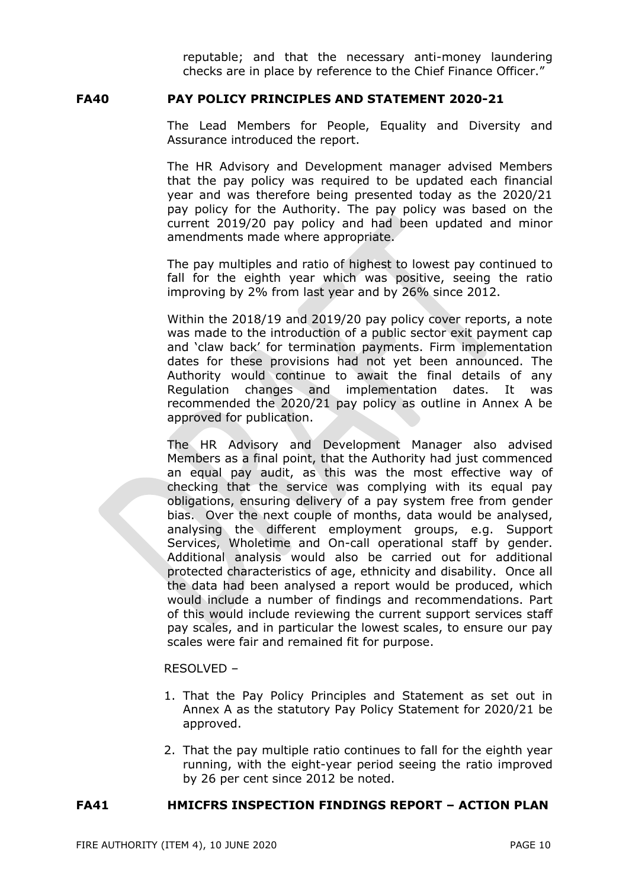reputable; and that the necessary anti-money laundering checks are in place by reference to the Chief Finance Officer."

**FA40 PAY POLICY PRINCIPLES AND STATEMENT 2020-21**

The Lead Members for People, Equality and Diversity and Assurance introduced the report.

The HR Advisory and Development manager advised Members that the pay policy was required to be updated each financial year and was therefore being presented today as the 2020/21 pay policy for the Authority. The pay policy was based on the current 2019/20 pay policy and had been updated and minor amendments made where appropriate.

The pay multiples and ratio of highest to lowest pay continued to fall for the eighth year which was positive, seeing the ratio improving by 2% from last year and by 26% since 2012.

Within the 2018/19 and 2019/20 pay policy cover reports, a note was made to the introduction of a public sector exit payment cap and 'claw back' for termination payments. Firm implementation dates for these provisions had not yet been announced. The Authority would continue to await the final details of any Regulation changes and implementation dates. It was recommended the 2020/21 pay policy as outline in Annex A be approved for publication.

The HR Advisory and Development Manager also advised Members as a final point, that the Authority had just commenced an equal pay audit, as this was the most effective way of checking that the service was complying with its equal pay obligations, ensuring delivery of a pay system free from gender bias. Over the next couple of months, data would be analysed, analysing the different employment groups, e.g. Support Services, Wholetime and On-call operational staff by gender. Additional analysis would also be carried out for additional protected characteristics of age, ethnicity and disability. Once all the data had been analysed a report would be produced, which would include a number of findings and recommendations. Part of this would include reviewing the current support services staff pay scales, and in particular the lowest scales, to ensure our pay scales were fair and remained fit for purpose.

RESOLVED –

1. That the Pay Policy Principles and Statement as set out in Annex A as the statutory Pay Policy Statement for 2020/21 be approved.
2. That the pay multiple ratio continues to fall for the eighth year running, with the eight-year period seeing the ratio improved by 26 per cent since 2012 be noted.

**FA41 HMICFRS INSPECTION FINDINGS REPORT – ACTION PLAN**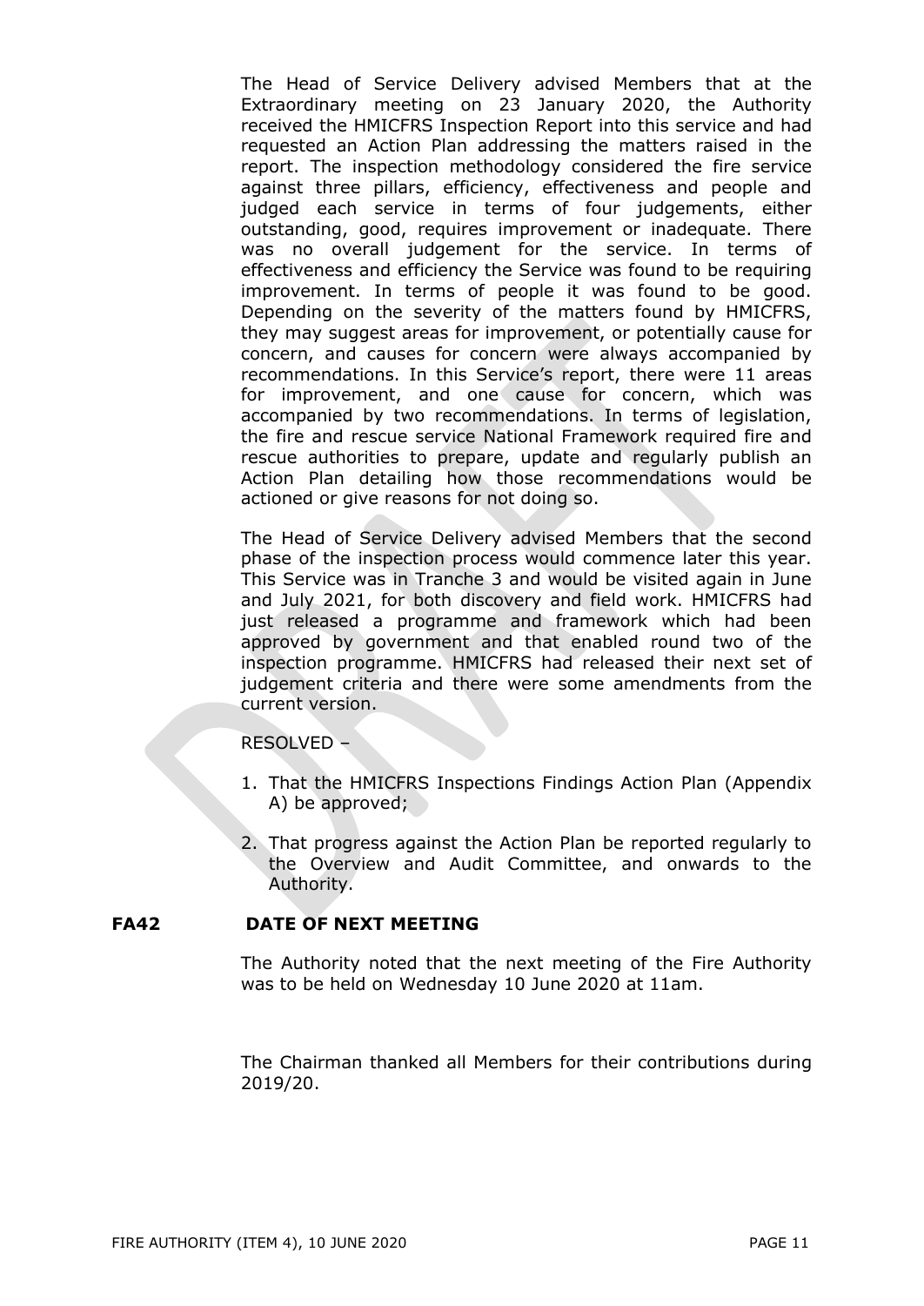The Head of Service Delivery advised Members that at the Extraordinary meeting on 23 January 2020, the Authority received the HMICFRS Inspection Report into this service and had requested an Action Plan addressing the matters raised in the report. The inspection methodology considered the fire service against three pillars, efficiency, effectiveness and people and judged each service in terms of four judgements, either outstanding, good, requires improvement or inadequate. There was no overall judgement for the service. In terms of effectiveness and efficiency the Service was found to be requiring improvement. In terms of people it was found to be good. Depending on the severity of the matters found by HMICFRS, they may suggest areas for improvement, or potentially cause for concern, and causes for concern were always accompanied by recommendations. In this Service's report, there were 11 areas for improvement, and one cause for concern, which was accompanied by two recommendations. In terms of legislation, the fire and rescue service National Framework required fire and rescue authorities to prepare, update and regularly publish an Action Plan detailing how those recommendations would be actioned or give reasons for not doing so.

The Head of Service Delivery advised Members that the second phase of the inspection process would commence later this year. This Service was in Tranche 3 and would be visited again in June and July 2021, for both discovery and field work. HMICFRS had just released a programme and framework which had been approved by government and that enabled round two of the inspection programme. HMICFRS had released their next set of judgement criteria and there were some amendments from the current version.

RESOLVED –

1. That the HMICFRS Inspections Findings Action Plan (Appendix A) be approved;
2. That progress against the Action Plan be reported regularly to the Overview and Audit Committee, and onwards to the Authority.

**FA42 DATE OF NEXT MEETING**

The Authority noted that the next meeting of the Fire Authority was to be held on Wednesday 10 June 2020 at 11am.

The Chairman thanked all Members for their contributions during 2019/20.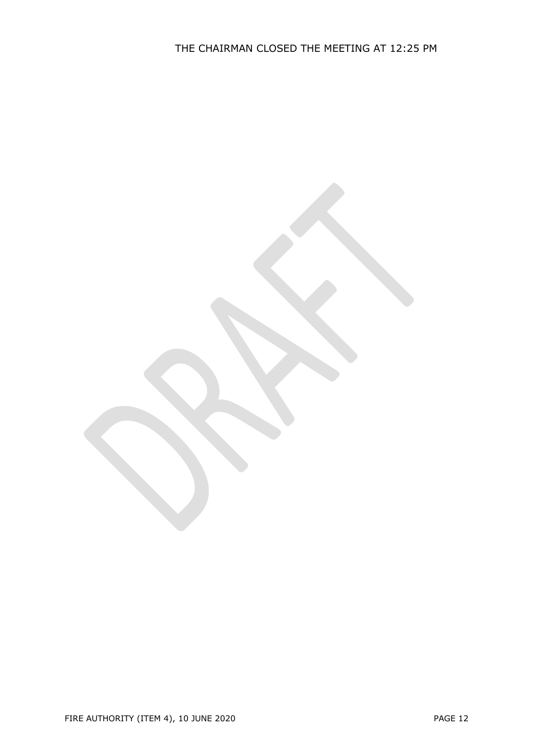THE CHAIRMAN CLOSED THE MEETING AT 12:25 PM